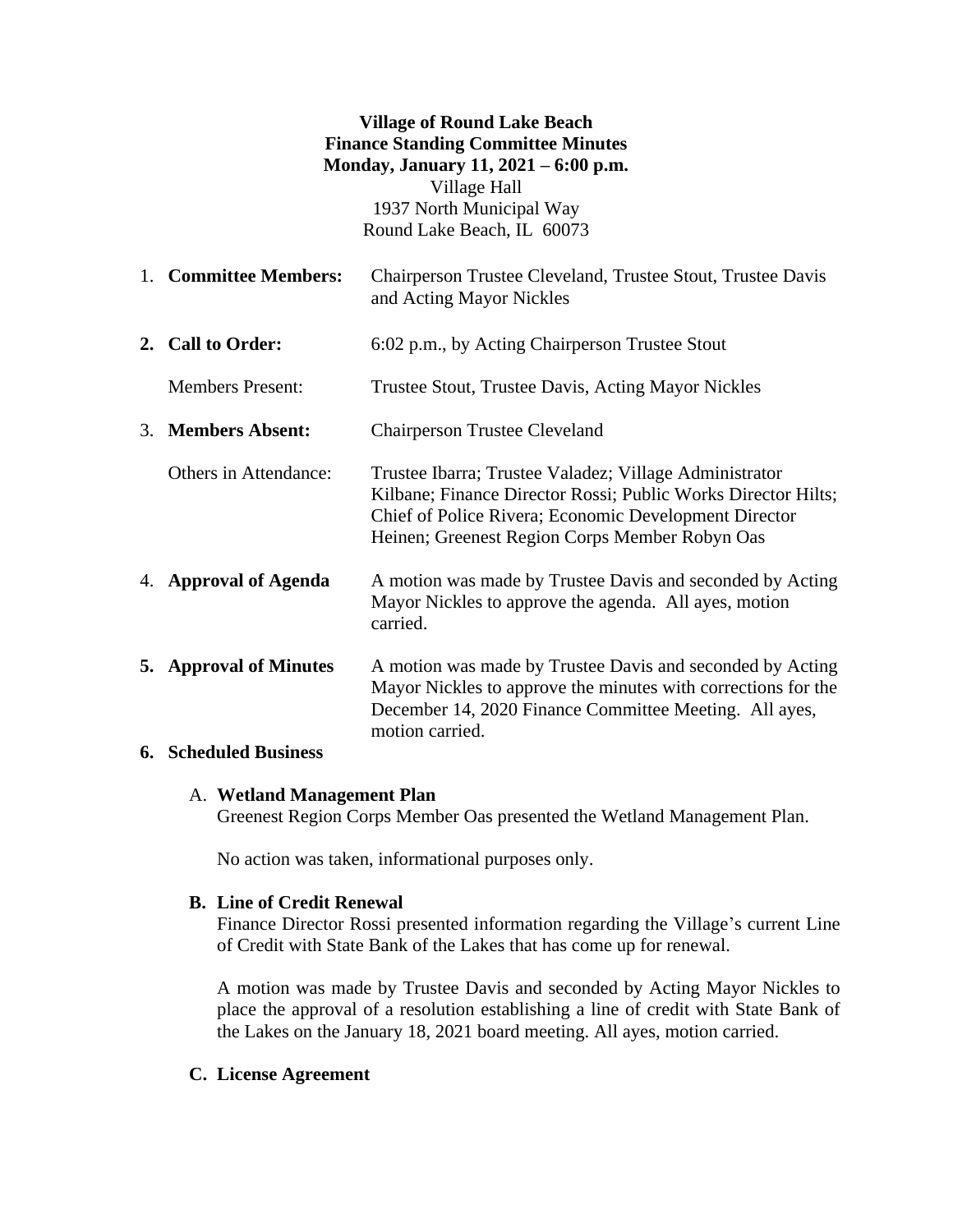**Village of Round Lake Beach**
**Finance Standing Committee Minutes**
**Monday, January 11, 2021 – 6:00 p.m.**
Village Hall
1937 North Municipal Way
Round Lake Beach, IL 60073

1. **Committee Members:** Chairperson Trustee Cleveland, Trustee Stout, Trustee Davis and Acting Mayor Nickles

2. **Call to Order:** 6:02 p.m., by Acting Chairperson Trustee Stout

   Members Present: Trustee Stout, Trustee Davis, Acting Mayor Nickles

3. **Members Absent:** Chairperson Trustee Cleveland

   Others in Attendance: Trustee Ibarra; Trustee Valadez; Village Administrator Kilbane; Finance Director Rossi; Public Works Director Hilts; Chief of Police Rivera; Economic Development Director Heinen; Greenest Region Corps Member Robyn Oas

4. **Approval of Agenda** A motion was made by Trustee Davis and seconded by Acting Mayor Nickles to approve the agenda. All ayes, motion carried.

5. **Approval of Minutes** A motion was made by Trustee Davis and seconded by Acting Mayor Nickles to approve the minutes with corrections for the December 14, 2020 Finance Committee Meeting. All ayes, motion carried.

6. **Scheduled Business**

   A. **Wetland Management Plan**
   Greenest Region Corps Member Oas presented the Wetland Management Plan.

   No action was taken, informational purposes only.

   **B. Line of Credit Renewal**
   Finance Director Rossi presented information regarding the Village's current Line of Credit with State Bank of the Lakes that has come up for renewal.

   A motion was made by Trustee Davis and seconded by Acting Mayor Nickles to place the approval of a resolution establishing a line of credit with State Bank of the Lakes on the January 18, 2021 board meeting. All ayes, motion carried.

   **C. License Agreement**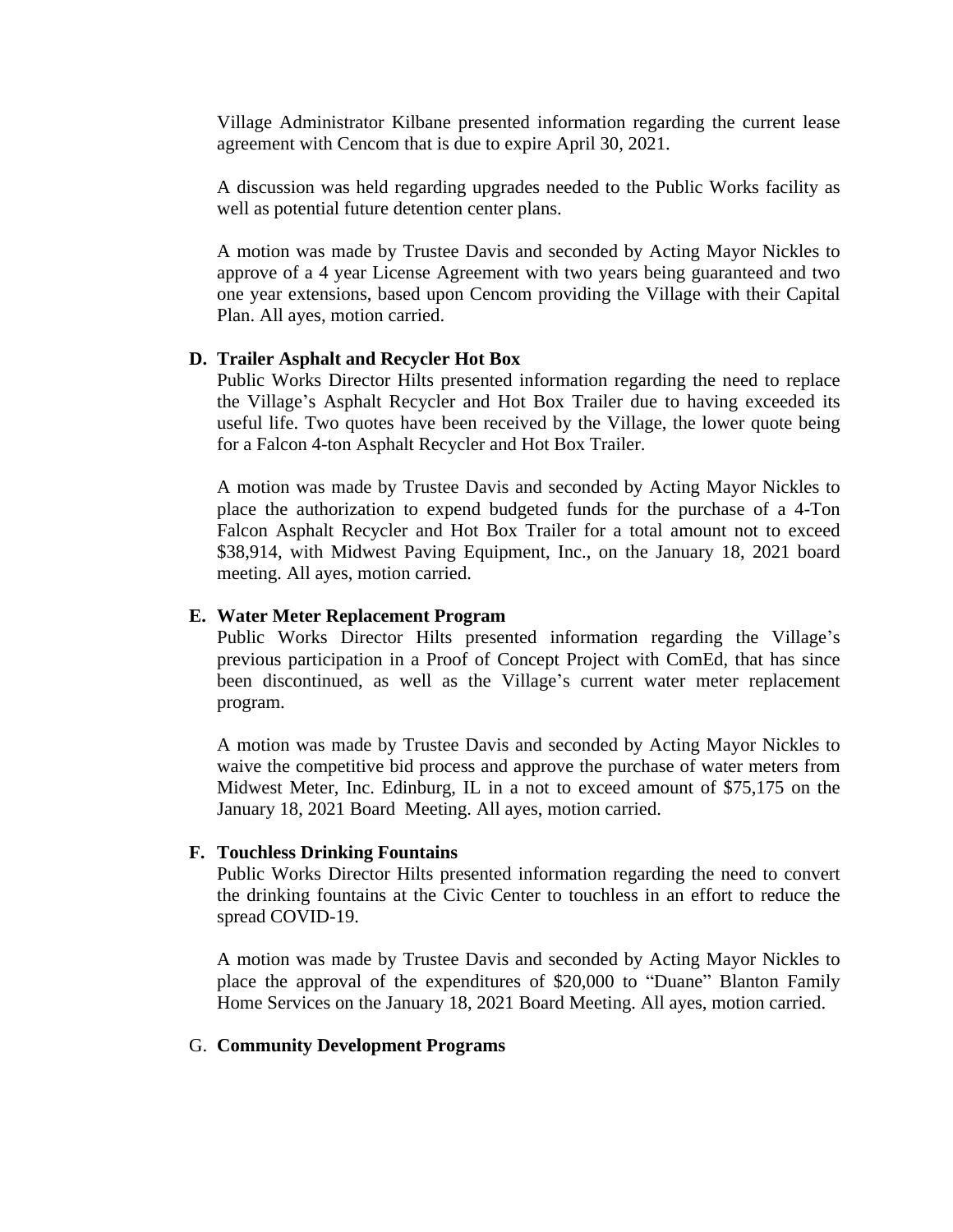Village Administrator Kilbane presented information regarding the current lease agreement with Cencom that is due to expire April 30, 2021.

A discussion was held regarding upgrades needed to the Public Works facility as well as potential future detention center plans.

A motion was made by Trustee Davis and seconded by Acting Mayor Nickles to approve of a 4 year License Agreement with two years being guaranteed and two one year extensions, based upon Cencom providing the Village with their Capital Plan. All ayes, motion carried.

**D. Trailer Asphalt and Recycler Hot Box**

Public Works Director Hilts presented information regarding the need to replace the Village's Asphalt Recycler and Hot Box Trailer due to having exceeded its useful life. Two quotes have been received by the Village, the lower quote being for a Falcon 4-ton Asphalt Recycler and Hot Box Trailer.

A motion was made by Trustee Davis and seconded by Acting Mayor Nickles to place the authorization to expend budgeted funds for the purchase of a 4-Ton Falcon Asphalt Recycler and Hot Box Trailer for a total amount not to exceed $38,914, with Midwest Paving Equipment, Inc., on the January 18, 2021 board meeting. All ayes, motion carried.

**E. Water Meter Replacement Program**

Public Works Director Hilts presented information regarding the Village's previous participation in a Proof of Concept Project with ComEd, that has since been discontinued, as well as the Village's current water meter replacement program.

A motion was made by Trustee Davis and seconded by Acting Mayor Nickles to waive the competitive bid process and approve the purchase of water meters from Midwest Meter, Inc. Edinburg, IL in a not to exceed amount of $75,175 on the January 18, 2021 Board Meeting. All ayes, motion carried.

**F. Touchless Drinking Fountains**

Public Works Director Hilts presented information regarding the need to convert the drinking fountains at the Civic Center to touchless in an effort to reduce the spread COVID-19.

A motion was made by Trustee Davis and seconded by Acting Mayor Nickles to place the approval of the expenditures of $20,000 to "Duane" Blanton Family Home Services on the January 18, 2021 Board Meeting. All ayes, motion carried.

G. **Community Development Programs**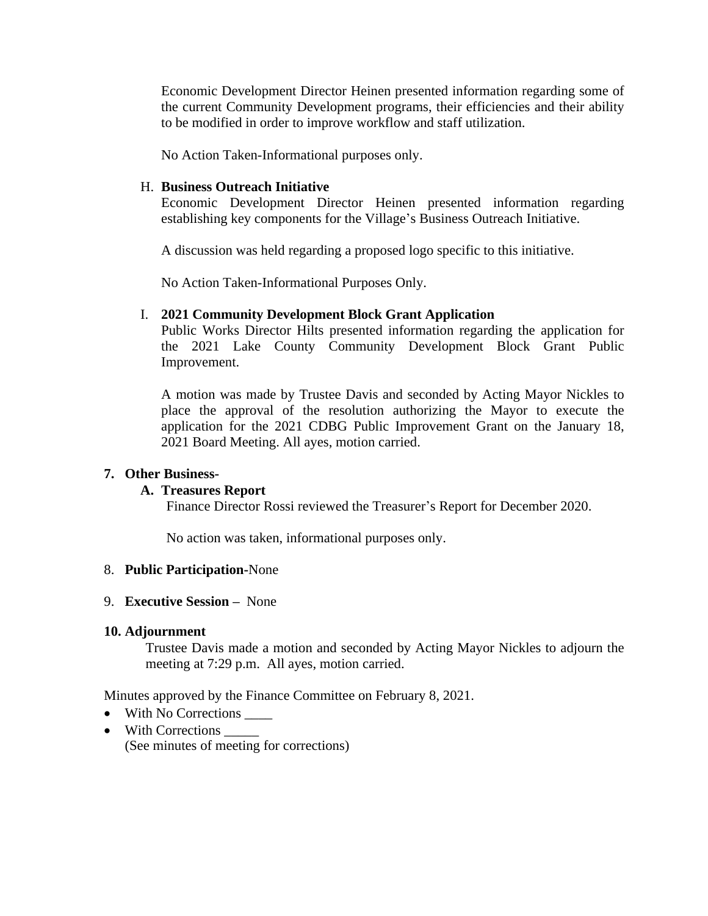Economic Development Director Heinen presented information regarding some of the current Community Development programs, their efficiencies and their ability to be modified in order to improve workflow and staff utilization.

No Action Taken-Informational purposes only.

H. **Business Outreach Initiative**

Economic Development Director Heinen presented information regarding establishing key components for the Village's Business Outreach Initiative.

A discussion was held regarding a proposed logo specific to this initiative.

No Action Taken-Informational Purposes Only.

I. **2021 Community Development Block Grant Application**

Public Works Director Hilts presented information regarding the application for the 2021 Lake County Community Development Block Grant Public Improvement.

A motion was made by Trustee Davis and seconded by Acting Mayor Nickles to place the approval of the resolution authorizing the Mayor to execute the application for the 2021 CDBG Public Improvement Grant on the January 18, 2021 Board Meeting. All ayes, motion carried.

**7. Other Business-**

**A. Treasures Report**

Finance Director Rossi reviewed the Treasurer's Report for December 2020.

No action was taken, informational purposes only.

8. **Public Participation**-None

9. **Executive Session –** None

**10. Adjournment**

Trustee Davis made a motion and seconded by Acting Mayor Nickles to adjourn the meeting at 7:29 p.m. All ayes, motion carried.

Minutes approved by the Finance Committee on February 8, 2021.

- With No Corrections ____
- With Corrections _____
  (See minutes of meeting for corrections)